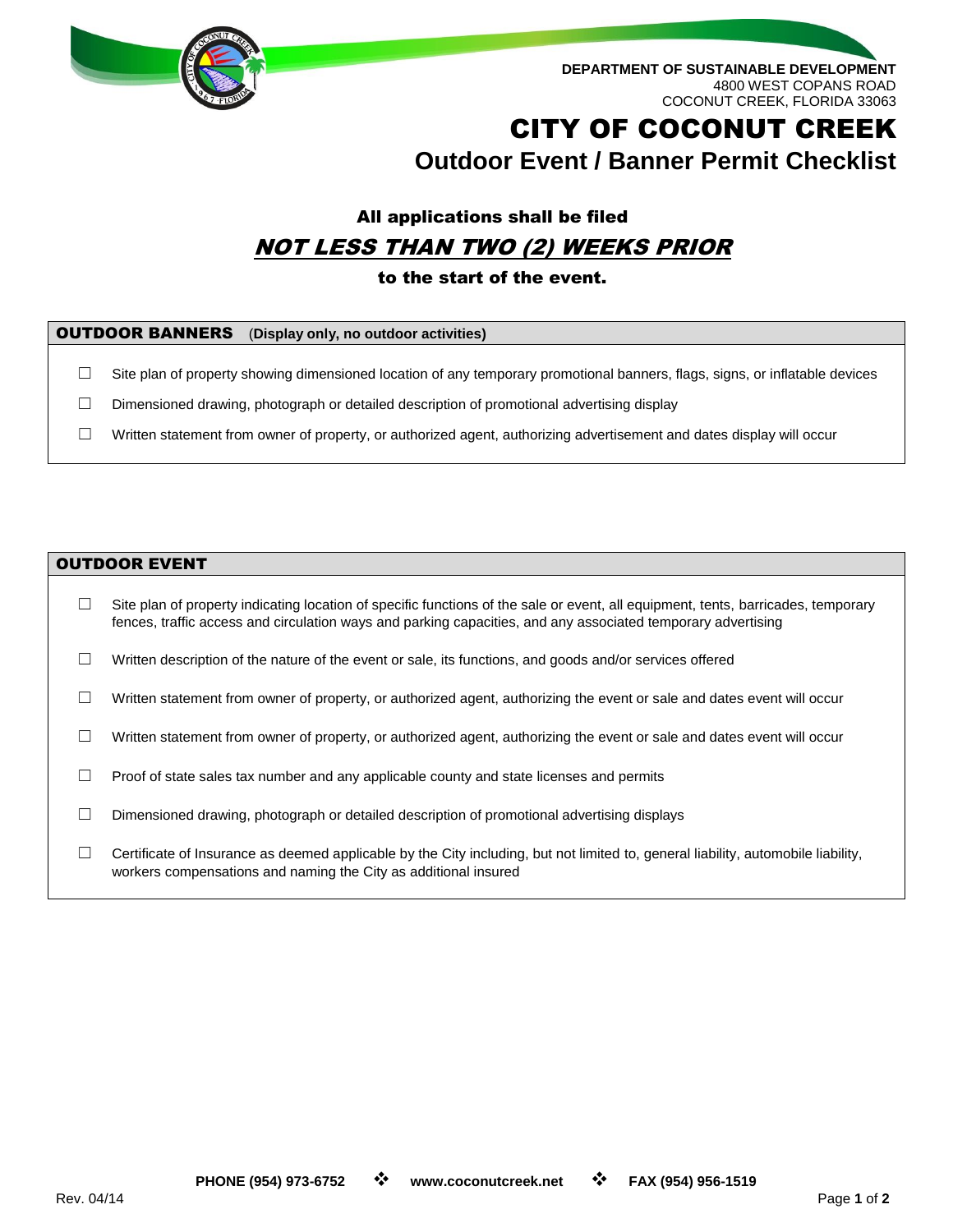**DEPARTMENT OF SUSTAINABLE DEVELOPMENT**
4800 WEST COPANS ROAD
COCONUT CREEK, FLORIDA 33063

# CITY OF COCONUT CREEK

## Outdoor Event / Banner Permit Checklist

**All applications shall be filed**

***NOT LESS THAN TWO (2) WEEKS PRIOR***

**to the start of the event.**

### OUTDOOR BANNERS (Display only, no outdoor activities)

- ☐ Site plan of property showing dimensioned location of any temporary promotional banners, flags, signs, or inflatable devices
- ☐ Dimensioned drawing, photograph or detailed description of promotional advertising display
- ☐ Written statement from owner of property, or authorized agent, authorizing advertisement and dates display will occur

### OUTDOOR EVENT

- ☐ Site plan of property indicating location of specific functions of the sale or event, all equipment, tents, barricades, temporary fences, traffic access and circulation ways and parking capacities, and any associated temporary advertising
- ☐ Written description of the nature of the event or sale, its functions, and goods and/or services offered
- ☐ Written statement from owner of property, or authorized agent, authorizing the event or sale and dates event will occur
- ☐ Written statement from owner of property, or authorized agent, authorizing the event or sale and dates event will occur
- ☐ Proof of state sales tax number and any applicable county and state licenses and permits
- ☐ Dimensioned drawing, photograph or detailed description of promotional advertising displays
- ☐ Certificate of Insurance as deemed applicable by the City including, but not limited to, general liability, automobile liability, workers compensations and naming the City as additional insured

**PHONE (954) 973-6752** ❖ **www.coconutcreek.net** ❖ **FAX (954) 956-1519**

Rev. 04/14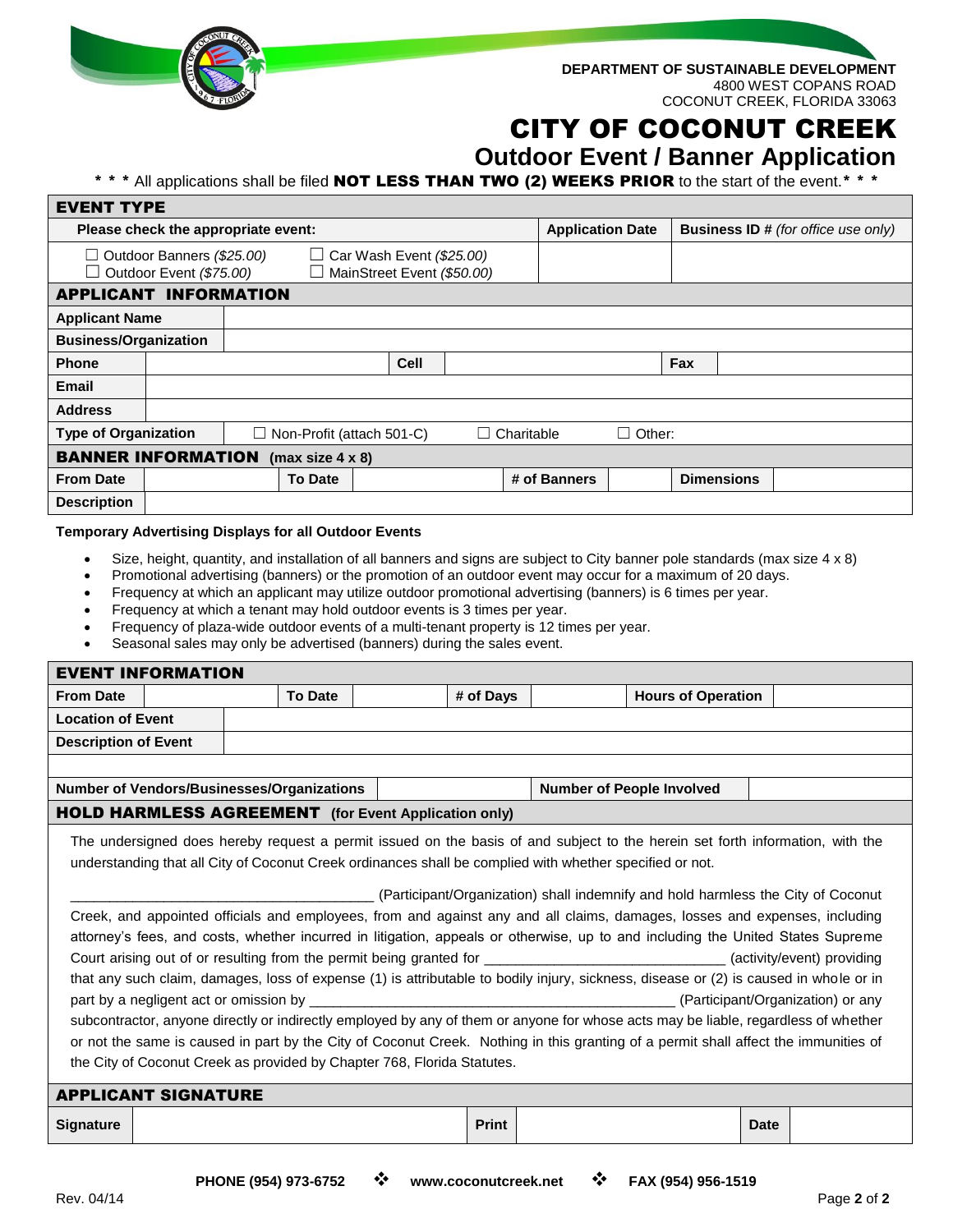**DEPARTMENT OF SUSTAINABLE DEVELOPMENT**
4800 WEST COPANS ROAD
COCONUT CREEK, FLORIDA 33063

# CITY OF COCONUT CREEK

## Outdoor Event / Banner Application

**\* \* \*** All applications shall be filed **NOT LESS THAN TWO (2) WEEKS PRIOR** to the start of the event.**\* \* \***

### EVENT TYPE

| Please check the appropriate event: | Application Date | Business ID # *(for office use only)* |
|---|---|---|
| ☐ Outdoor Banners *($25.00)* ☐ Car Wash Event *($25.00)* ☐ Outdoor Event *($75.00)* ☐ MainStreet Event *($50.00)* | | |

### APPLICANT INFORMATION

| | | | | | |
|---|---|---|---|---|---|
| **Applicant Name** | | | | | |
| **Business/Organization** | | | | | |
| **Phone** | | **Cell** | | **Fax** | |
| **Email** | | | | | |
| **Address** | | | | | |
| **Type of Organization** | ☐ Non-Profit (attach 501-C) | ☐ Charitable | ☐ Other: | | |

### BANNER INFORMATION (max size 4 x 8)

| | | | | | | | |
|---|---|---|---|---|---|---|---|
| **From Date** | | **To Date** | | **# of Banners** | | **Dimensions** | |
| **Description** | | | | | | | |

**Temporary Advertising Displays for all Outdoor Events**

- Size, height, quantity, and installation of all banners and signs are subject to City banner pole standards (max size 4 x 8)
- Promotional advertising (banners) or the promotion of an outdoor event may occur for a maximum of 20 days.
- Frequency at which an applicant may utilize outdoor promotional advertising (banners) is 6 times per year.
- Frequency at which a tenant may hold outdoor events is 3 times per year.
- Frequency of plaza-wide outdoor events of a multi-tenant property is 12 times per year.
- Seasonal sales may only be advertised (banners) during the sales event.

### EVENT INFORMATION

| | | | | | | | |
|---|---|---|---|---|---|---|---|
| **From Date** | | **To Date** | | **# of Days** | | **Hours of Operation** | |
| **Location of Event** | | | | | | | |
| **Description of Event** | | | | | | | |
| | | | | | | | |
| **Number of Vendors/Businesses/Organizations** | | | **Number of People Involved** | | | | |

### HOLD HARMLESS AGREEMENT (for Event Application only)

The undersigned does hereby request a permit issued on the basis of and subject to the herein set forth information, with the understanding that all City of Coconut Creek ordinances shall be complied with whether specified or not.

_______________________________________ (Participant/Organization) shall indemnify and hold harmless the City of Coconut Creek, and appointed officials and employees, from and against any and all claims, damages, losses and expenses, including attorney's fees, and costs, whether incurred in litigation, appeals or otherwise, up to and including the United States Supreme Court arising out of or resulting from the permit being granted for ______________________________ (activity/event) providing that any such claim, damages, loss of expense (1) is attributable to bodily injury, sickness, disease or (2) is caused in whole or in part by a negligent act or omission by ______________________________________________ (Participant/Organization) or any subcontractor, anyone directly or indirectly employed by any of them or anyone for whose acts may be liable, regardless of whether or not the same is caused in part by the City of Coconut Creek. Nothing in this granting of a permit shall affect the immunities of the City of Coconut Creek as provided by Chapter 768, Florida Statutes.

### APPLICANT SIGNATURE

| | | | | | |
|---|---|---|---|---|---|
| **Signature** | | **Print** | | **Date** | |

**PHONE (954) 973-6752** ❖ **www.coconutcreek.net** ❖ **FAX (954) 956-1519**

Rev. 04/14